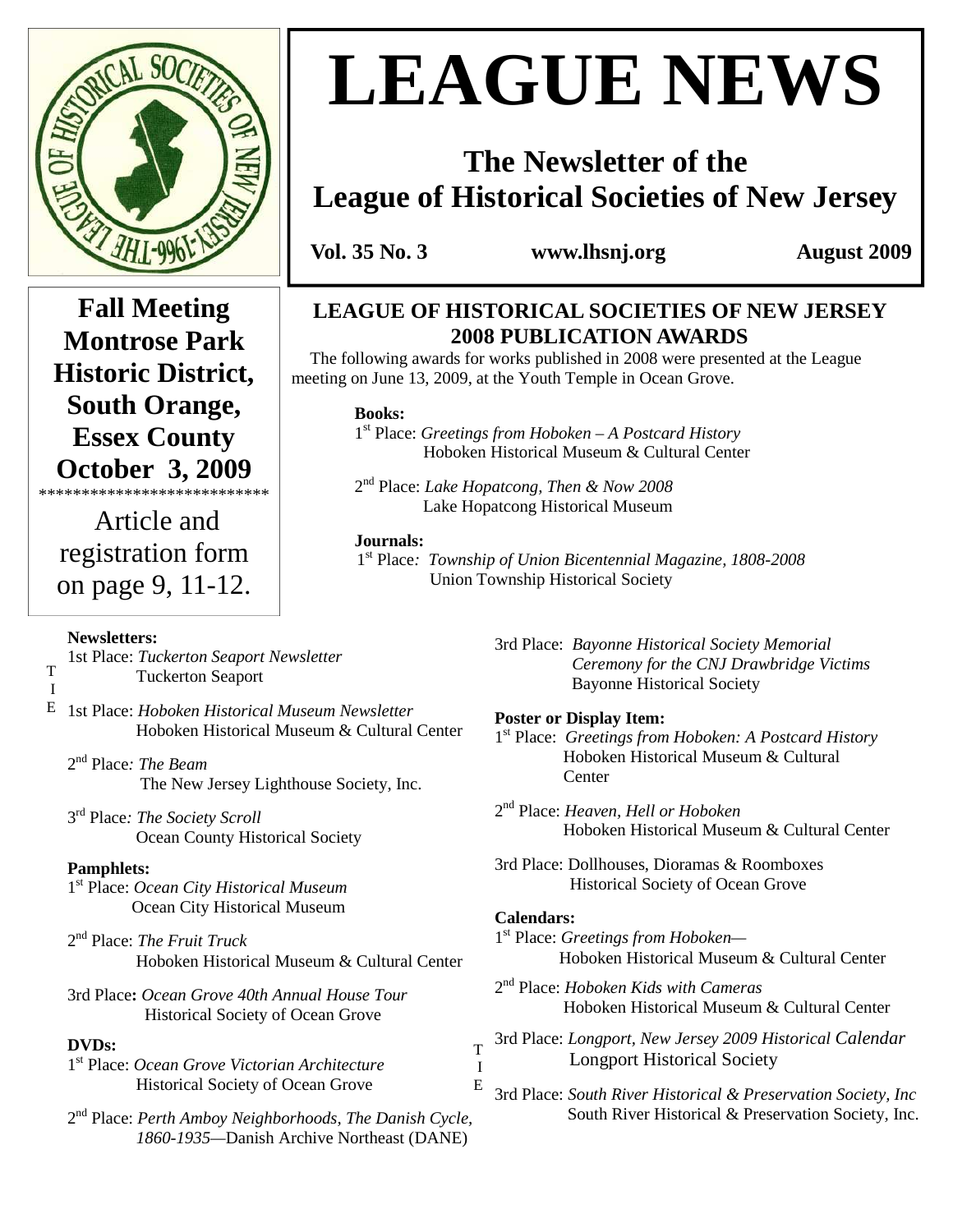# LEAGUE NEWS

## The Newsletter of the League of Historical Societies of New Jersey

**Vol. 35 No. 3** **www.lhsnj.org** **August 2009**

**Fall Meeting**
**Montrose Park Historic District, South Orange, Essex County**
**October 3, 2009**

**************************

Article and registration form on page 9, 11-12.

## LEAGUE OF HISTORICAL SOCIETIES OF NEW JERSEY 2008 PUBLICATION AWARDS

The following awards for works published in 2008 were presented at the League meeting on June 13, 2009, at the Youth Temple in Ocean Grove.

**Books:**

1st Place: *Greetings from Hoboken – A Postcard History*
Hoboken Historical Museum & Cultural Center

2nd Place: *Lake Hopatcong, Then & Now 2008*
Lake Hopatcong Historical Museum

**Journals:**

1st Place*: Township of Union Bicentennial Magazine, 1808-2008*
Union Township Historical Society

**Newsletters:**

TIE

1st Place: *Tuckerton Seaport Newsletter*
Tuckerton Seaport

1st Place: *Hoboken Historical Museum Newsletter*
Hoboken Historical Museum & Cultural Center

2nd Place*: The Beam*
The New Jersey Lighthouse Society, Inc.

3rd Place*: The Society Scroll*
Ocean County Historical Society

**Pamphlets:**

1st Place: *Ocean City Historical Museum*
Ocean City Historical Museum

2nd Place: *The Fruit Truck*
Hoboken Historical Museum & Cultural Center

3rd Place**:** *Ocean Grove 40th Annual House Tour*
Historical Society of Ocean Grove

**DVDs:**

1st Place: *Ocean Grove Victorian Architecture*
Historical Society of Ocean Grove

2nd Place: *Perth Amboy Neighborhoods, The Danish Cycle, 1860-1935*—Danish Archive Northeast (DANE)

3rd Place: *Bayonne Historical Society Memorial Ceremony for the CNJ Drawbridge Victims*
Bayonne Historical Society

**Poster or Display Item:**

1st Place: *Greetings from Hoboken: A Postcard History*
Hoboken Historical Museum & Cultural Center

2nd Place: *Heaven, Hell or Hoboken*
Hoboken Historical Museum & Cultural Center

3rd Place: Dollhouses, Dioramas & Roomboxes
Historical Society of Ocean Grove

**Calendars:**

1st Place: *Greetings from Hoboken*—
Hoboken Historical Museum & Cultural Center

2nd Place: *Hoboken Kids with Cameras*
Hoboken Historical Museum & Cultural Center

TIE

3rd Place: *Longport, New Jersey 2009 Historical Calendar*
Longport Historical Society

3rd Place: *South River Historical & Preservation Society, Inc*
South River Historical & Preservation Society, Inc.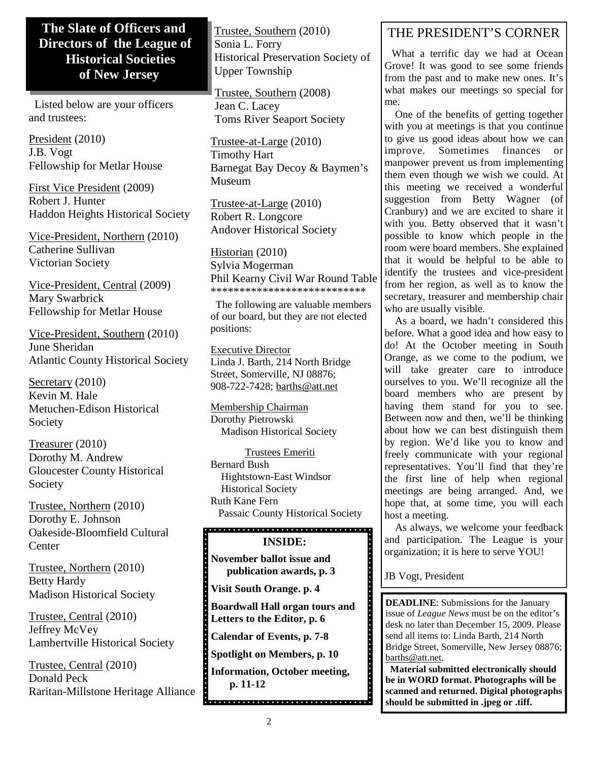## The Slate of Officers and Directors of the League of Historical Societies of New Jersey

Listed below are your officers and trustees:

President (2010)
J.B. Vogt
Fellowship for Metlar House

First Vice President (2009)
Robert J. Hunter
Haddon Heights Historical Society

Vice-President, Northern (2010)
Catherine Sullivan
Victorian Society

Vice-President, Central (2009)
Mary Swarbrick
Fellowship for Metlar House

Vice-President, Southern (2010)
June Sheridan
Atlantic County Historical Society

Secretary (2010)
Kevin M. Hale
Metuchen-Edison Historical Society

Treasurer (2010)
Dorothy M. Andrew
Gloucester County Historical Society

Trustee, Northern (2010)
Dorothy E. Johnson
Oakeside-Bloomfield Cultural Center

Trustee, Northern (2010)
Betty Hardy
Madison Historical Society

Trustee, Central (2010)
Jeffrey McVey
Lambertville Historical Society

Trustee, Central (2010)
Donald Peck
Raritan-Millstone Heritage Alliance

Trustee, Southern (2010)
Sonia L. Forry
Historical Preservation Society of Upper Township

Trustee, Southern (2008)
Jean C. Lacey
Toms River Seaport Society

Trustee-at-Large (2010)
Timothy Hart
Barnegat Bay Decoy & Baymen's Museum

Trustee-at-Large (2010)
Robert R. Longcore
Andover Historical Society

Historian (2010)
Sylvia Mogerman
Phil Kearny Civil War Round Table

***************************

The following are valuable members of our board, but they are not elected positions:

Executive Director
Linda J. Barth, 214 North Bridge Street, Somerville, NJ 08876; 908-722-7428; barths@att.net

Membership Chairman
Dorothy Pietrowski
Madison Historical Society

Trustees Emeriti
Bernard Bush
Hightstown-East Windsor Historical Society
Ruth Kane Fern
Passaic County Historical Society

**INSIDE:**

**November ballot issue and publication awards, p. 3**

**Visit South Orange. p. 4**

**Boardwall Hall organ tours and Letters to the Editor, p. 6**

**Calendar of Events, p. 7-8**

**Spotlight on Members, p. 10**

**Information, October meeting, p. 11-12**

## THE PRESIDENT'S CORNER

What a terrific day we had at Ocean Grove! It was good to see some friends from the past and to make new ones. It's what makes our meetings so special for me.

One of the benefits of getting together with you at meetings is that you continue to give us good ideas about how we can improve. Sometimes finances or manpower prevent us from implementing them even though we wish we could. At this meeting we received a wonderful suggestion from Betty Wagner (of Cranbury) and we are excited to share it with you. Betty observed that it wasn't possible to know which people in the room were board members. She explained that it would be helpful to be able to identify the trustees and vice-president from her region, as well as to know the secretary, treasurer and membership chair who are usually visible.

As a board, we hadn't considered this before. What a good idea and how easy to do! At the October meeting in South Orange, as we come to the podium, we will take greater care to introduce ourselves to you. We'll recognize all the board members who are present by having them stand for you to see. Between now and then, we'll be thinking about how we can best distinguish them by region. We'd like you to know and freely communicate with your regional representatives. You'll find that they're the first line of help when regional meetings are being arranged. And, we hope that, at some time, you will each host a meeting.

As always, we welcome your feedback and participation. The League is your organization; it is here to serve YOU!

JB Vogt, President

**DEADLINE**: Submissions for the January issue of *League News* must be on the editor's desk no later than December 15, 2009. Please send all items to: Linda Barth, 214 North Bridge Street, Somerville, New Jersey 08876; barths@att.net.

**Material submitted electronically should be in WORD format. Photographs will be scanned and returned. Digital photographs should be submitted in .jpeg or .tiff.**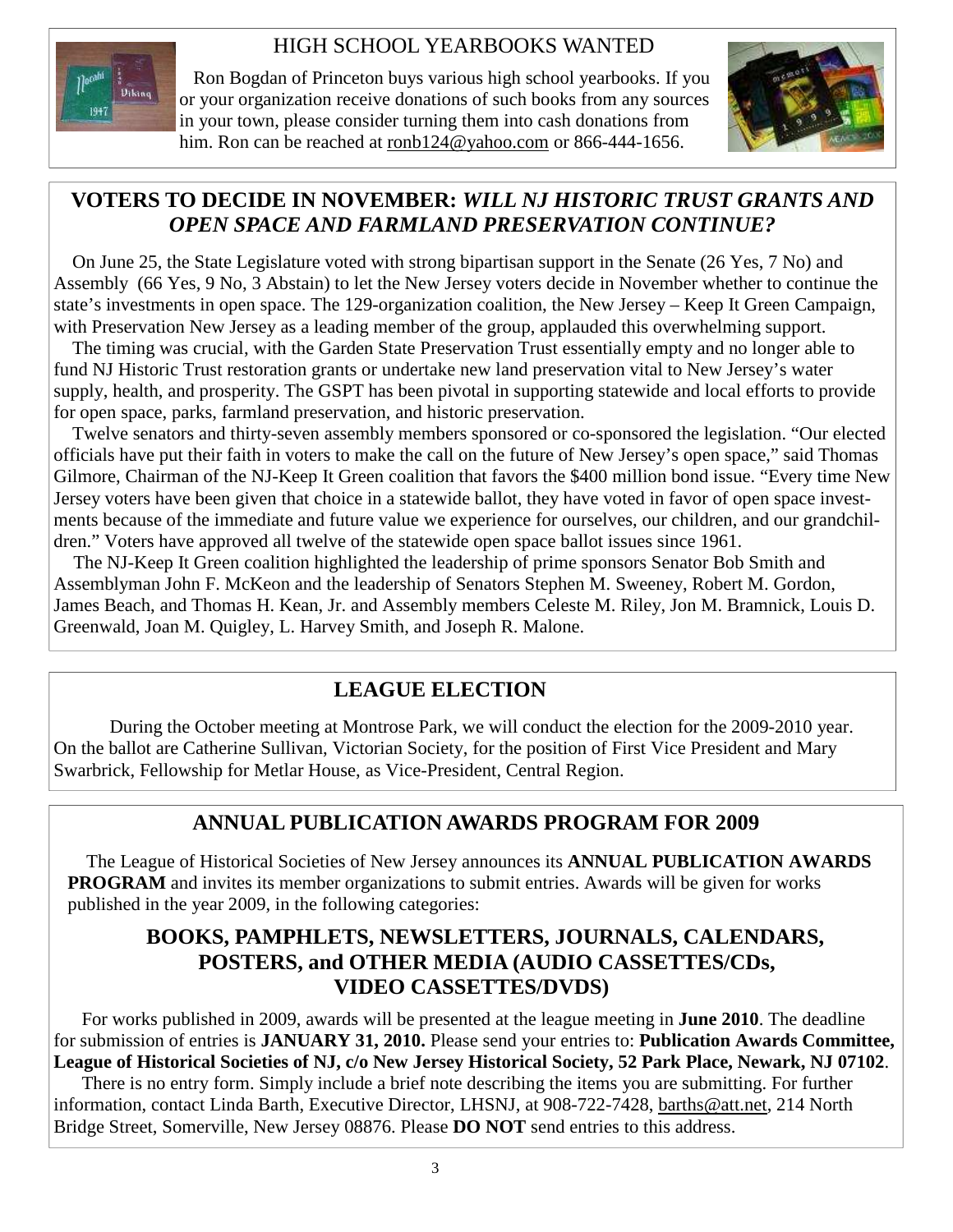## HIGH SCHOOL YEARBOOKS WANTED

Ron Bogdan of Princeton buys various high school yearbooks. If you or your organization receive donations of such books from any sources in your town, please consider turning them into cash donations from him. Ron can be reached at ronb124@yahoo.com or 866-444-1656.

## VOTERS TO DECIDE IN NOVEMBER: *WILL NJ HISTORIC TRUST GRANTS AND OPEN SPACE AND FARMLAND PRESERVATION CONTINUE?*

On June 25, the State Legislature voted with strong bipartisan support in the Senate (26 Yes, 7 No) and Assembly (66 Yes, 9 No, 3 Abstain) to let the New Jersey voters decide in November whether to continue the state's investments in open space. The 129-organization coalition, the New Jersey – Keep It Green Campaign, with Preservation New Jersey as a leading member of the group, applauded this overwhelming support.

The timing was crucial, with the Garden State Preservation Trust essentially empty and no longer able to fund NJ Historic Trust restoration grants or undertake new land preservation vital to New Jersey's water supply, health, and prosperity. The GSPT has been pivotal in supporting statewide and local efforts to provide for open space, parks, farmland preservation, and historic preservation.

Twelve senators and thirty-seven assembly members sponsored or co-sponsored the legislation. "Our elected officials have put their faith in voters to make the call on the future of New Jersey's open space," said Thomas Gilmore, Chairman of the NJ-Keep It Green coalition that favors the $400 million bond issue. "Every time New Jersey voters have been given that choice in a statewide ballot, they have voted in favor of open space investments because of the immediate and future value we experience for ourselves, our children, and our grandchildren." Voters have approved all twelve of the statewide open space ballot issues since 1961.

The NJ-Keep It Green coalition highlighted the leadership of prime sponsors Senator Bob Smith and Assemblyman John F. McKeon and the leadership of Senators Stephen M. Sweeney, Robert M. Gordon, James Beach, and Thomas H. Kean, Jr. and Assembly members Celeste M. Riley, Jon M. Bramnick, Louis D. Greenwald, Joan M. Quigley, L. Harvey Smith, and Joseph R. Malone.

## LEAGUE ELECTION

During the October meeting at Montrose Park, we will conduct the election for the 2009-2010 year. On the ballot are Catherine Sullivan, Victorian Society, for the position of First Vice President and Mary Swarbrick, Fellowship for Metlar House, as Vice-President, Central Region.

## ANNUAL PUBLICATION AWARDS PROGRAM FOR 2009

The League of Historical Societies of New Jersey announces its **ANNUAL PUBLICATION AWARDS PROGRAM** and invites its member organizations to submit entries. Awards will be given for works published in the year 2009, in the following categories:

### BOOKS, PAMPHLETS, NEWSLETTERS, JOURNALS, CALENDARS, POSTERS, and OTHER MEDIA (AUDIO CASSETTES/CDs, VIDEO CASSETTES/DVDS)

For works published in 2009, awards will be presented at the league meeting in **June 2010**. The deadline for submission of entries is **JANUARY 31, 2010.** Please send your entries to: **Publication Awards Committee, League of Historical Societies of NJ, c/o New Jersey Historical Society, 52 Park Place, Newark, NJ 07102**.

There is no entry form. Simply include a brief note describing the items you are submitting. For further information, contact Linda Barth, Executive Director, LHSNJ, at 908-722-7428, barths@att.net, 214 North Bridge Street, Somerville, New Jersey 08876. Please **DO NOT** send entries to this address.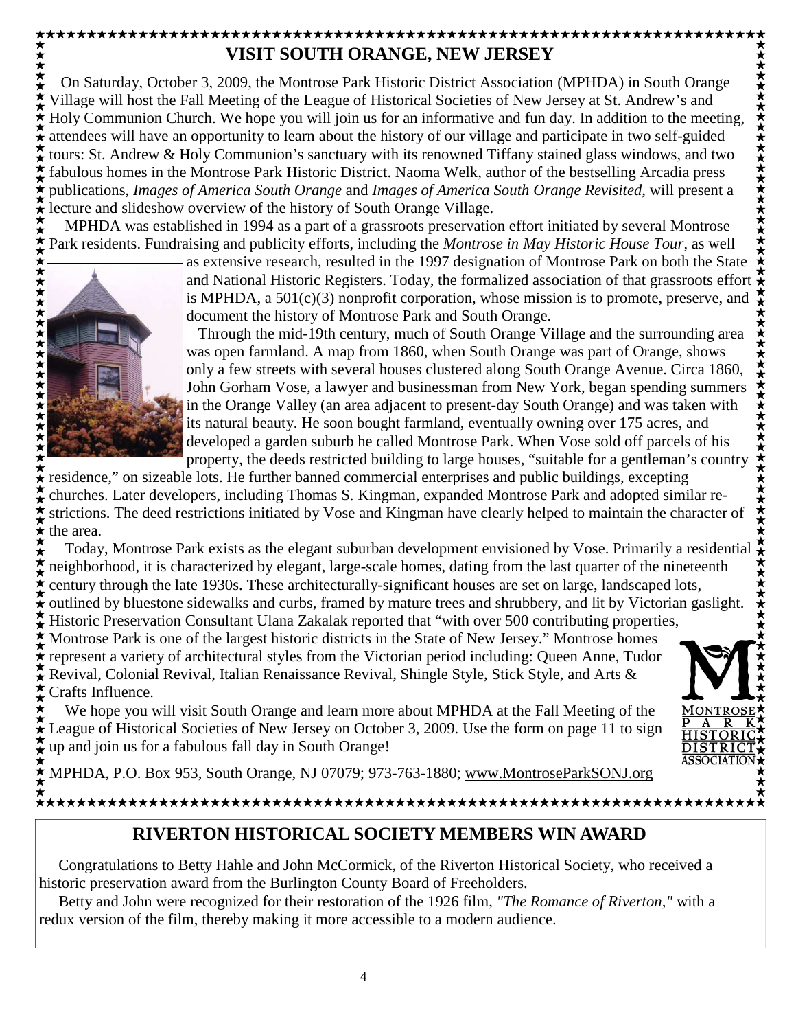## VISIT SOUTH ORANGE, NEW JERSEY

On Saturday, October 3, 2009, the Montrose Park Historic District Association (MPHDA) in South Orange Village will host the Fall Meeting of the League of Historical Societies of New Jersey at St. Andrew's and Holy Communion Church. We hope you will join us for an informative and fun day. In addition to the meeting, attendees will have an opportunity to learn about the history of our village and participate in two self-guided tours: St. Andrew & Holy Communion's sanctuary with its renowned Tiffany stained glass windows, and two fabulous homes in the Montrose Park Historic District. Naoma Welk, author of the bestselling Arcadia press publications, *Images of America South Orange* and *Images of America South Orange Revisited*, will present a lecture and slideshow overview of the history of South Orange Village.

MPHDA was established in 1994 as a part of a grassroots preservation effort initiated by several Montrose Park residents. Fundraising and publicity efforts, including the *Montrose in May Historic House Tour*, as well as extensive research, resulted in the 1997 designation of Montrose Park on both the State and National Historic Registers. Today, the formalized association of that grassroots effort is MPHDA, a 501(c)(3) nonprofit corporation, whose mission is to promote, preserve, and document the history of Montrose Park and South Orange.

Through the mid-19th century, much of South Orange Village and the surrounding area was open farmland. A map from 1860, when South Orange was part of Orange, shows only a few streets with several houses clustered along South Orange Avenue. Circa 1860, John Gorham Vose, a lawyer and businessman from New York, began spending summers in the Orange Valley (an area adjacent to present-day South Orange) and was taken with its natural beauty. He soon bought farmland, eventually owning over 175 acres, and developed a garden suburb he called Montrose Park. When Vose sold off parcels of his property, the deeds restricted building to large houses, "suitable for a gentleman's country residence," on sizeable lots. He further banned commercial enterprises and public buildings, excepting churches. Later developers, including Thomas S. Kingman, expanded Montrose Park and adopted similar restrictions. The deed restrictions initiated by Vose and Kingman have clearly helped to maintain the character of the area.

Today, Montrose Park exists as the elegant suburban development envisioned by Vose. Primarily a residential neighborhood, it is characterized by elegant, large-scale homes, dating from the last quarter of the nineteenth century through the late 1930s. These architecturally-significant houses are set on large, landscaped lots, outlined by bluestone sidewalks and curbs, framed by mature trees and shrubbery, and lit by Victorian gaslight. Historic Preservation Consultant Ulana Zakalak reported that "with over 500 contributing properties, Montrose Park is one of the largest historic districts in the State of New Jersey." Montrose homes represent a variety of architectural styles from the Victorian period including: Queen Anne, Tudor Revival, Colonial Revival, Italian Renaissance Revival, Shingle Style, Stick Style, and Arts & Crafts Influence.

We hope you will visit South Orange and learn more about MPHDA at the Fall Meeting of the League of Historical Societies of New Jersey on October 3, 2009. Use the form on page 11 to sign up and join us for a fabulous fall day in South Orange!

MONTROSE PARK HISTORIC DISTRICT ASSOCIATION

MPHDA, P.O. Box 953, South Orange, NJ 07079; 973-763-1880; www.MontroseParkSONJ.org

## RIVERTON HISTORICAL SOCIETY MEMBERS WIN AWARD

Congratulations to Betty Hahle and John McCormick, of the Riverton Historical Society, who received a historic preservation award from the Burlington County Board of Freeholders.

Betty and John were recognized for their restoration of the 1926 film, *"The Romance of Riverton,"* with a redux version of the film, thereby making it more accessible to a modern audience.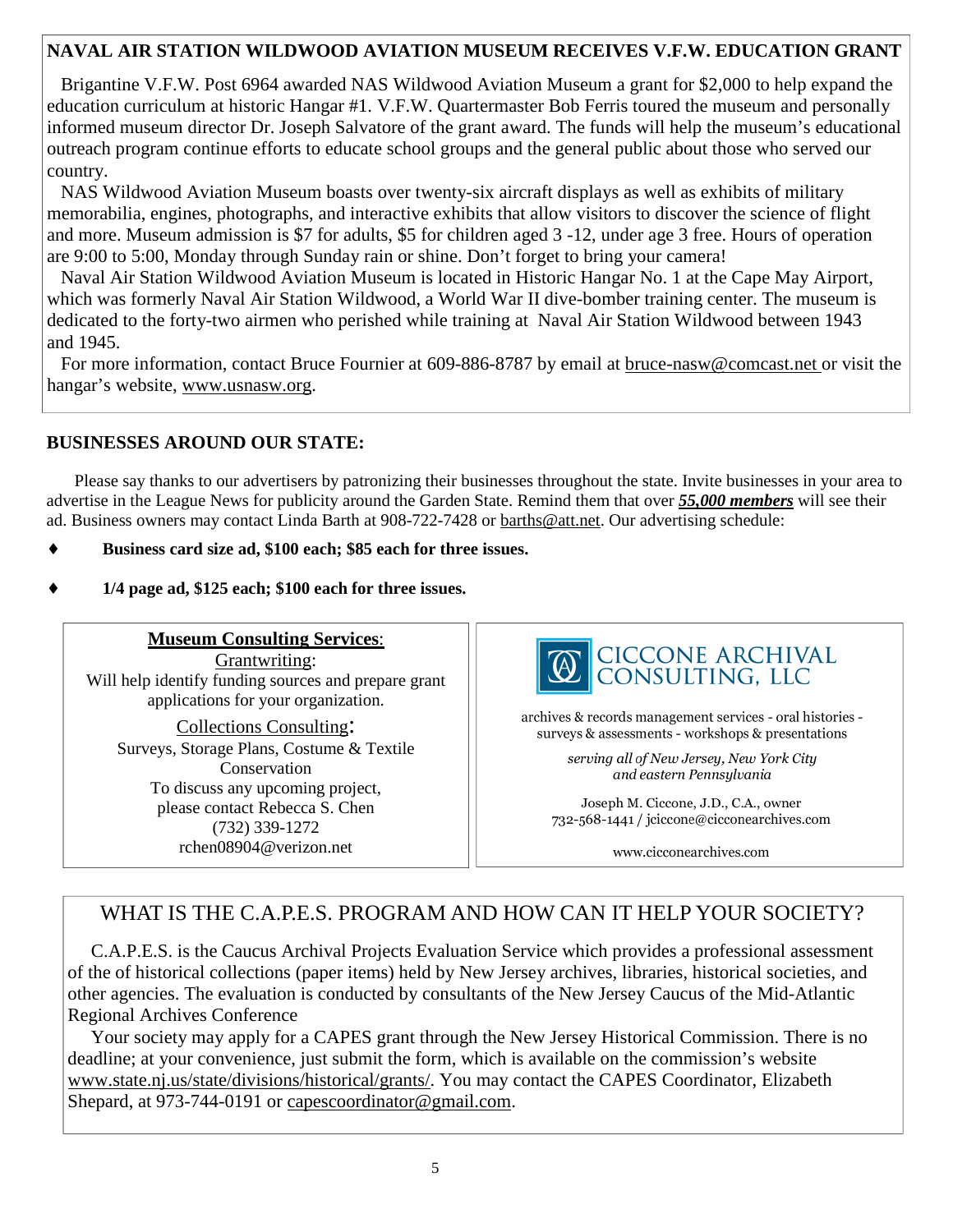## NAVAL AIR STATION WILDWOOD AVIATION MUSEUM RECEIVES V.F.W. EDUCATION GRANT

Brigantine V.F.W. Post 6964 awarded NAS Wildwood Aviation Museum a grant for $2,000 to help expand the education curriculum at historic Hangar #1. V.F.W. Quartermaster Bob Ferris toured the museum and personally informed museum director Dr. Joseph Salvatore of the grant award. The funds will help the museum's educational outreach program continue efforts to educate school groups and the general public about those who served our country.

NAS Wildwood Aviation Museum boasts over twenty-six aircraft displays as well as exhibits of military memorabilia, engines, photographs, and interactive exhibits that allow visitors to discover the science of flight and more. Museum admission is $7 for adults, $5 for children aged 3 -12, under age 3 free. Hours of operation are 9:00 to 5:00, Monday through Sunday rain or shine. Don't forget to bring your camera!

Naval Air Station Wildwood Aviation Museum is located in Historic Hangar No. 1 at the Cape May Airport, which was formerly Naval Air Station Wildwood, a World War II dive-bomber training center. The museum is dedicated to the forty-two airmen who perished while training at Naval Air Station Wildwood between 1943 and 1945.

For more information, contact Bruce Fournier at 609-886-8787 by email at bruce-nasw@comcast.net or visit the hangar's website, www.usnasw.org.

## BUSINESSES AROUND OUR STATE:

Please say thanks to our advertisers by patronizing their businesses throughout the state. Invite businesses in your area to advertise in the League News for publicity around the Garden State. Remind them that over ***55,000 members*** will see their ad. Business owners may contact Linda Barth at 908-722-7428 or barths@att.net. Our advertising schedule:

- **Business card size ad, $100 each; $85 each for three issues.**
- **1/4 page ad, $125 each; $100 each for three issues.**

**Museum Consulting Services**:

Grantwriting:
Will help identify funding sources and prepare grant applications for your organization.

Collections Consulting:
Surveys, Storage Plans, Costume & Textile Conservation
To discuss any upcoming project, please contact Rebecca S. Chen
(732) 339-1272
rchen08904@verizon.net

**CICCONE ARCHIVAL CONSULTING, LLC**

archives & records management services - oral histories - surveys & assessments - workshops & presentations

*serving all of New Jersey, New York City and eastern Pennsylvania*

Joseph M. Ciccone, J.D., C.A., owner
732-568-1441 / jciccone@cicconearchives.com

www.cicconearchives.com

## WHAT IS THE C.A.P.E.S. PROGRAM AND HOW CAN IT HELP YOUR SOCIETY?

C.A.P.E.S. is the Caucus Archival Projects Evaluation Service which provides a professional assessment of the of historical collections (paper items) held by New Jersey archives, libraries, historical societies, and other agencies. The evaluation is conducted by consultants of the New Jersey Caucus of the Mid-Atlantic Regional Archives Conference

Your society may apply for a CAPES grant through the New Jersey Historical Commission. There is no deadline; at your convenience, just submit the form, which is available on the commission's website www.state.nj.us/state/divisions/historical/grants/. You may contact the CAPES Coordinator, Elizabeth Shepard, at 973-744-0191 or capescoordinator@gmail.com.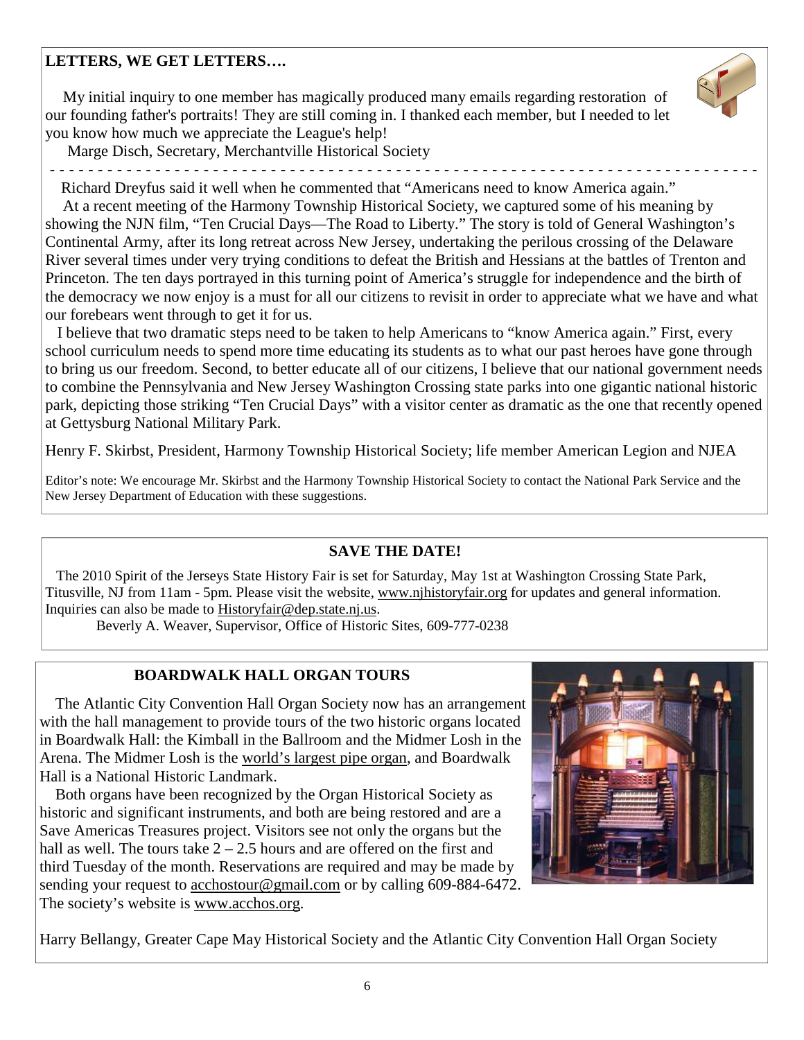## LETTERS, WE GET LETTERS….

My initial inquiry to one member has magically produced many emails regarding restoration of our founding father's portraits! They are still coming in. I thanked each member, but I needed to let you know how much we appreciate the League's help!

Marge Disch, Secretary, Merchantville Historical Society

---

Richard Dreyfus said it well when he commented that "Americans need to know America again."

At a recent meeting of the Harmony Township Historical Society, we captured some of his meaning by showing the NJN film, "Ten Crucial Days—The Road to Liberty." The story is told of General Washington's Continental Army, after its long retreat across New Jersey, undertaking the perilous crossing of the Delaware River several times under very trying conditions to defeat the British and Hessians at the battles of Trenton and Princeton. The ten days portrayed in this turning point of America's struggle for independence and the birth of the democracy we now enjoy is a must for all our citizens to revisit in order to appreciate what we have and what our forebears went through to get it for us.

I believe that two dramatic steps need to be taken to help Americans to "know America again." First, every school curriculum needs to spend more time educating its students as to what our past heroes have gone through to bring us our freedom. Second, to better educate all of our citizens, I believe that our national government needs to combine the Pennsylvania and New Jersey Washington Crossing state parks into one gigantic national historic park, depicting those striking "Ten Crucial Days" with a visitor center as dramatic as the one that recently opened at Gettysburg National Military Park.

Henry F. Skirbst, President, Harmony Township Historical Society; life member American Legion and NJEA

Editor's note: We encourage Mr. Skirbst and the Harmony Township Historical Society to contact the National Park Service and the New Jersey Department of Education with these suggestions.

## SAVE THE DATE!

The 2010 Spirit of the Jerseys State History Fair is set for Saturday, May 1st at Washington Crossing State Park, Titusville, NJ from 11am - 5pm. Please visit the website, www.njhistoryfair.org for updates and general information. Inquiries can also be made to Historyfair@dep.state.nj.us.

Beverly A. Weaver, Supervisor, Office of Historic Sites, 609-777-0238

## BOARDWALK HALL ORGAN TOURS

The Atlantic City Convention Hall Organ Society now has an arrangement with the hall management to provide tours of the two historic organs located in Boardwalk Hall: the Kimball in the Ballroom and the Midmer Losh in the Arena. The Midmer Losh is the world's largest pipe organ, and Boardwalk Hall is a National Historic Landmark.

Both organs have been recognized by the Organ Historical Society as historic and significant instruments, and both are being restored and are a Save Americas Treasures project. Visitors see not only the organs but the hall as well. The tours take 2 – 2.5 hours and are offered on the first and third Tuesday of the month. Reservations are required and may be made by sending your request to acchostour@gmail.com or by calling 609-884-6472. The society's website is www.acchos.org.

Harry Bellangy, Greater Cape May Historical Society and the Atlantic City Convention Hall Organ Society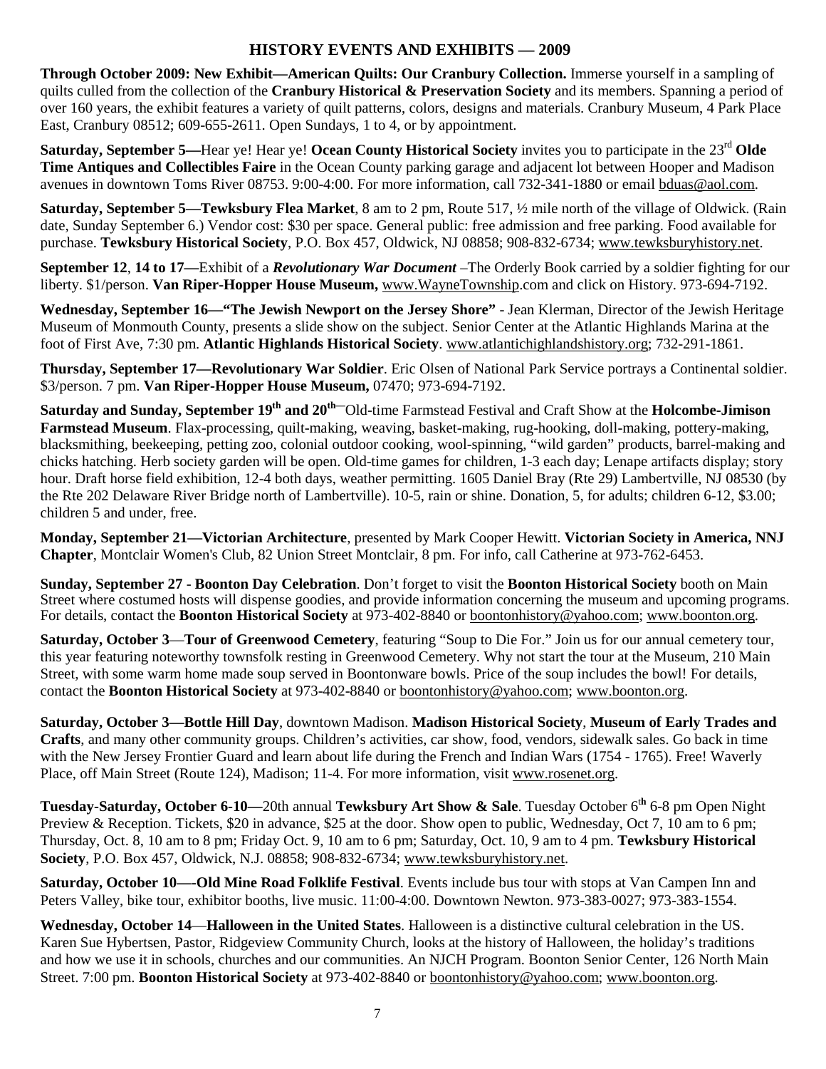## HISTORY EVENTS AND EXHIBITS — 2009

**Through October 2009: New Exhibit—American Quilts: Our Cranbury Collection.** Immerse yourself in a sampling of quilts culled from the collection of the **Cranbury Historical & Preservation Society** and its members. Spanning a period of over 160 years, the exhibit features a variety of quilt patterns, colors, designs and materials. Cranbury Museum, 4 Park Place East, Cranbury 08512; 609-655-2611. Open Sundays, 1 to 4, or by appointment.

**Saturday, September 5—**Hear ye! Hear ye! **Ocean County Historical Society** invites you to participate in the 23rd **Olde Time Antiques and Collectibles Faire** in the Ocean County parking garage and adjacent lot between Hooper and Madison avenues in downtown Toms River 08753. 9:00-4:00. For more information, call 732-341-1880 or email bduas@aol.com.

**Saturday, September 5—Tewksbury Flea Market**, 8 am to 2 pm, Route 517, ½ mile north of the village of Oldwick. (Rain date, Sunday September 6.) Vendor cost: $30 per space. General public: free admission and free parking. Food available for purchase. **Tewksbury Historical Society**, P.O. Box 457, Oldwick, NJ 08858; 908-832-6734; www.tewksburyhistory.net.

**September 12**, **14 to 17—**Exhibit of a ***Revolutionary War Document*** –The Orderly Book carried by a soldier fighting for our liberty. $1/person. **Van Riper-Hopper House Museum,** www.WayneTownship.com and click on History. 973-694-7192.

**Wednesday, September 16—"The Jewish Newport on the Jersey Shore"** - Jean Klerman, Director of the Jewish Heritage Museum of Monmouth County, presents a slide show on the subject. Senior Center at the Atlantic Highlands Marina at the foot of First Ave, 7:30 pm. **Atlantic Highlands Historical Society**. www.atlantichighlandshistory.org; 732-291-1861.

**Thursday, September 17—Revolutionary War Soldier**. Eric Olsen of National Park Service portrays a Continental soldier. $3/person. 7 pm. **Van Riper-Hopper House Museum,** 07470; 973-694-7192.

**Saturday and Sunday, September 19th and 20th—**Old-time Farmstead Festival and Craft Show at the **Holcombe-Jimison Farmstead Museum**. Flax-processing, quilt-making, weaving, basket-making, rug-hooking, doll-making, pottery-making, blacksmithing, beekeeping, petting zoo, colonial outdoor cooking, wool-spinning, "wild garden" products, barrel-making and chicks hatching. Herb society garden will be open. Old-time games for children, 1-3 each day; Lenape artifacts display; story hour. Draft horse field exhibition, 12-4 both days, weather permitting. 1605 Daniel Bray (Rte 29) Lambertville, NJ 08530 (by the Rte 202 Delaware River Bridge north of Lambertville). 10-5, rain or shine. Donation, 5, for adults; children 6-12, $3.00; children 5 and under, free.

**Monday, September 21—Victorian Architecture**, presented by Mark Cooper Hewitt. **Victorian Society in America, NNJ Chapter**, Montclair Women's Club, 82 Union Street Montclair, 8 pm. For info, call Catherine at 973-762-6453.

**Sunday, September 27** - **Boonton Day Celebration**. Don't forget to visit the **Boonton Historical Society** booth on Main Street where costumed hosts will dispense goodies, and provide information concerning the museum and upcoming programs. For details, contact the **Boonton Historical Society** at 973-402-8840 or boontonhistory@yahoo.com; www.boonton.org.

**Saturday, October 3**—**Tour of Greenwood Cemetery**, featuring "Soup to Die For." Join us for our annual cemetery tour, this year featuring noteworthy townsfolk resting in Greenwood Cemetery. Why not start the tour at the Museum, 210 Main Street, with some warm home made soup served in Boontonware bowls. Price of the soup includes the bowl! For details, contact the **Boonton Historical Society** at 973-402-8840 or boontonhistory@yahoo.com; www.boonton.org.

**Saturday, October 3—Bottle Hill Day**, downtown Madison. **Madison Historical Society**, **Museum of Early Trades and Crafts**, and many other community groups. Children's activities, car show, food, vendors, sidewalk sales. Go back in time with the New Jersey Frontier Guard and learn about life during the French and Indian Wars (1754 - 1765). Free! Waverly Place, off Main Street (Route 124), Madison; 11-4. For more information, visit www.rosenet.org.

**Tuesday-Saturday, October 6-10—**20th annual **Tewksbury Art Show & Sale**. Tuesday October 6th 6-8 pm Open Night Preview & Reception. Tickets, $20 in advance, $25 at the door. Show open to public, Wednesday, Oct 7, 10 am to 6 pm; Thursday, Oct. 8, 10 am to 8 pm; Friday Oct. 9, 10 am to 6 pm; Saturday, Oct. 10, 9 am to 4 pm. **Tewksbury Historical Society**, P.O. Box 457, Oldwick, N.J. 08858; 908-832-6734; www.tewksburyhistory.net.

**Saturday, October 10—-Old Mine Road Folklife Festival**. Events include bus tour with stops at Van Campen Inn and Peters Valley, bike tour, exhibitor booths, live music. 11:00-4:00. Downtown Newton. 973-383-0027; 973-383-1554.

**Wednesday, October 14**—**Halloween in the United States**. Halloween is a distinctive cultural celebration in the US. Karen Sue Hybertsen, Pastor, Ridgeview Community Church, looks at the history of Halloween, the holiday's traditions and how we use it in schools, churches and our communities. An NJCH Program. Boonton Senior Center, 126 North Main Street. 7:00 pm. **Boonton Historical Society** at 973-402-8840 or boontonhistory@yahoo.com; www.boonton.org.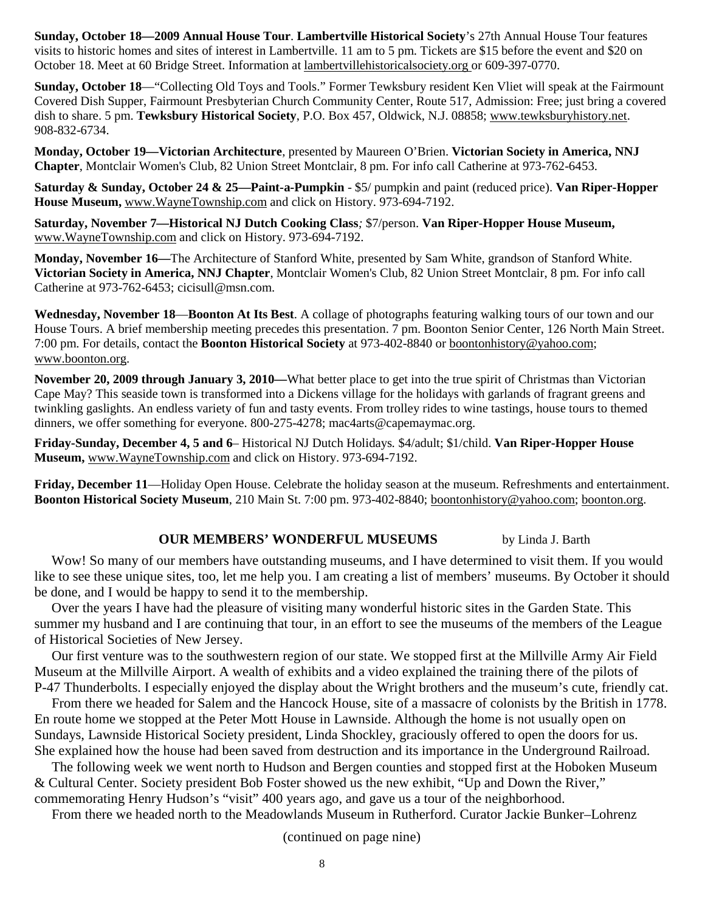**Sunday, October 18—2009 Annual House Tour**. **Lambertville Historical Society**'s 27th Annual House Tour features visits to historic homes and sites of interest in Lambertville. 11 am to 5 pm. Tickets are $15 before the event and $20 on October 18. Meet at 60 Bridge Street. Information at lambertvillehistoricalsociety.org or 609-397-0770.

**Sunday, October 18**—"Collecting Old Toys and Tools." Former Tewksbury resident Ken Vliet will speak at the Fairmount Covered Dish Supper, Fairmount Presbyterian Church Community Center, Route 517, Admission: Free; just bring a covered dish to share. 5 pm. **Tewksbury Historical Society**, P.O. Box 457, Oldwick, N.J. 08858; www.tewksburyhistory.net. 908-832-6734.

**Monday, October 19—Victorian Architecture**, presented by Maureen O'Brien. **Victorian Society in America, NNJ Chapter**, Montclair Women's Club, 82 Union Street Montclair, 8 pm. For info call Catherine at 973-762-6453.

**Saturday & Sunday, October 24 & 25—Paint-a-Pumpkin** - $5/ pumpkin and paint (reduced price). **Van Riper-Hopper House Museum,** www.WayneTownship.com and click on History. 973-694-7192.

**Saturday, November 7—Historical NJ Dutch Cooking Class***;* $7/person. **Van Riper-Hopper House Museum,** www.WayneTownship.com and click on History. 973-694-7192.

**Monday, November 16—**The Architecture of Stanford White, presented by Sam White, grandson of Stanford White. **Victorian Society in America, NNJ Chapter**, Montclair Women's Club, 82 Union Street Montclair, 8 pm. For info call Catherine at 973-762-6453; cicisull@msn.com.

**Wednesday, November 18**—**Boonton At Its Best**. A collage of photographs featuring walking tours of our town and our House Tours. A brief membership meeting precedes this presentation. 7 pm. Boonton Senior Center, 126 North Main Street. 7:00 pm. For details, contact the **Boonton Historical Society** at 973-402-8840 or boontonhistory@yahoo.com; www.boonton.org.

**November 20, 2009 through January 3, 2010—**What better place to get into the true spirit of Christmas than Victorian Cape May? This seaside town is transformed into a Dickens village for the holidays with garlands of fragrant greens and twinkling gaslights. An endless variety of fun and tasty events. From trolley rides to wine tastings, house tours to themed dinners, we offer something for everyone. 800-275-4278; mac4arts@capemaymac.org.

**Friday-Sunday, December 4, 5 and 6**– Historical NJ Dutch Holidays*.* $4/adult; $1/child. **Van Riper-Hopper House Museum,** www.WayneTownship.com and click on History. 973-694-7192.

**Friday, December 11**—Holiday Open House. Celebrate the holiday season at the museum. Refreshments and entertainment. **Boonton Historical Society Museum**, 210 Main St. 7:00 pm. 973-402-8840; boontonhistory@yahoo.com; boonton.org.

## OUR MEMBERS' WONDERFUL MUSEUMS

by Linda J. Barth

Wow! So many of our members have outstanding museums, and I have determined to visit them. If you would like to see these unique sites, too, let me help you. I am creating a list of members' museums. By October it should be done, and I would be happy to send it to the membership.

Over the years I have had the pleasure of visiting many wonderful historic sites in the Garden State. This summer my husband and I are continuing that tour, in an effort to see the museums of the members of the League of Historical Societies of New Jersey.

Our first venture was to the southwestern region of our state. We stopped first at the Millville Army Air Field Museum at the Millville Airport. A wealth of exhibits and a video explained the training there of the pilots of P-47 Thunderbolts. I especially enjoyed the display about the Wright brothers and the museum's cute, friendly cat.

From there we headed for Salem and the Hancock House, site of a massacre of colonists by the British in 1778. En route home we stopped at the Peter Mott House in Lawnside. Although the home is not usually open on Sundays, Lawnside Historical Society president, Linda Shockley, graciously offered to open the doors for us. She explained how the house had been saved from destruction and its importance in the Underground Railroad.

The following week we went north to Hudson and Bergen counties and stopped first at the Hoboken Museum & Cultural Center. Society president Bob Foster showed us the new exhibit, "Up and Down the River," commemorating Henry Hudson's "visit" 400 years ago, and gave us a tour of the neighborhood.

From there we headed north to the Meadowlands Museum in Rutherford. Curator Jackie Bunker–Lohrenz

(continued on page nine)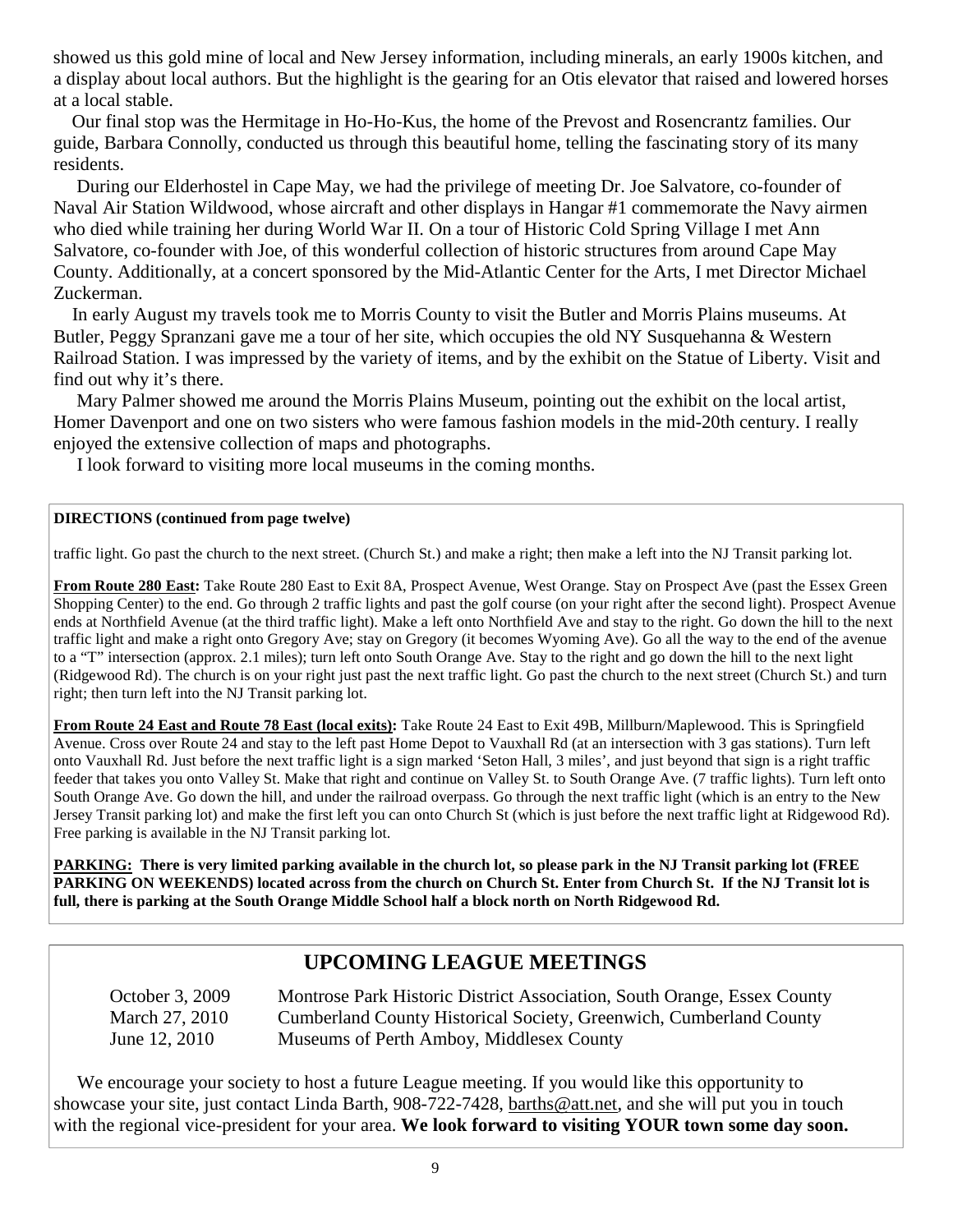showed us this gold mine of local and New Jersey information, including minerals, an early 1900s kitchen, and a display about local authors. But the highlight is the gearing for an Otis elevator that raised and lowered horses at a local stable.

Our final stop was the Hermitage in Ho-Ho-Kus, the home of the Prevost and Rosencrantz families. Our guide, Barbara Connolly, conducted us through this beautiful home, telling the fascinating story of its many residents.

During our Elderhostel in Cape May, we had the privilege of meeting Dr. Joe Salvatore, co-founder of Naval Air Station Wildwood, whose aircraft and other displays in Hangar #1 commemorate the Navy airmen who died while training her during World War II. On a tour of Historic Cold Spring Village I met Ann Salvatore, co-founder with Joe, of this wonderful collection of historic structures from around Cape May County. Additionally, at a concert sponsored by the Mid-Atlantic Center for the Arts, I met Director Michael Zuckerman.

In early August my travels took me to Morris County to visit the Butler and Morris Plains museums. At Butler, Peggy Spranzani gave me a tour of her site, which occupies the old NY Susquehanna & Western Railroad Station. I was impressed by the variety of items, and by the exhibit on the Statue of Liberty. Visit and find out why it's there.

Mary Palmer showed me around the Morris Plains Museum, pointing out the exhibit on the local artist, Homer Davenport and one on two sisters who were famous fashion models in the mid-20th century. I really enjoyed the extensive collection of maps and photographs.

I look forward to visiting more local museums in the coming months.

**DIRECTIONS (continued from page twelve)**

traffic light. Go past the church to the next street. (Church St.) and make a right; then make a left into the NJ Transit parking lot.

**From Route 280 East:** Take Route 280 East to Exit 8A, Prospect Avenue, West Orange. Stay on Prospect Ave (past the Essex Green Shopping Center) to the end. Go through 2 traffic lights and past the golf course (on your right after the second light). Prospect Avenue ends at Northfield Avenue (at the third traffic light). Make a left onto Northfield Ave and stay to the right. Go down the hill to the next traffic light and make a right onto Gregory Ave; stay on Gregory (it becomes Wyoming Ave). Go all the way to the end of the avenue to a "T" intersection (approx. 2.1 miles); turn left onto South Orange Ave. Stay to the right and go down the hill to the next light (Ridgewood Rd). The church is on your right just past the next traffic light. Go past the church to the next street (Church St.) and turn right; then turn left into the NJ Transit parking lot.

**From Route 24 East and Route 78 East (local exits):** Take Route 24 East to Exit 49B, Millburn/Maplewood. This is Springfield Avenue. Cross over Route 24 and stay to the left past Home Depot to Vauxhall Rd (at an intersection with 3 gas stations). Turn left onto Vauxhall Rd. Just before the next traffic light is a sign marked 'Seton Hall, 3 miles', and just beyond that sign is a right traffic feeder that takes you onto Valley St. Make that right and continue on Valley St. to South Orange Ave. (7 traffic lights). Turn left onto South Orange Ave. Go down the hill, and under the railroad overpass. Go through the next traffic light (which is an entry to the New Jersey Transit parking lot) and make the first left you can onto Church St (which is just before the next traffic light at Ridgewood Rd). Free parking is available in the NJ Transit parking lot.

**PARKING: There is very limited parking available in the church lot, so please park in the NJ Transit parking lot (FREE PARKING ON WEEKENDS) located across from the church on Church St. Enter from Church St. If the NJ Transit lot is full, there is parking at the South Orange Middle School half a block north on North Ridgewood Rd.**

## UPCOMING LEAGUE MEETINGS

| | |
|---|---|
| October 3, 2009 | Montrose Park Historic District Association, South Orange, Essex County |
| March 27, 2010 | Cumberland County Historical Society, Greenwich, Cumberland County |
| June 12, 2010 | Museums of Perth Amboy, Middlesex County |

We encourage your society to host a future League meeting. If you would like this opportunity to showcase your site, just contact Linda Barth, 908-722-7428, barths@att.net, and she will put you in touch with the regional vice-president for your area. **We look forward to visiting YOUR town some day soon.**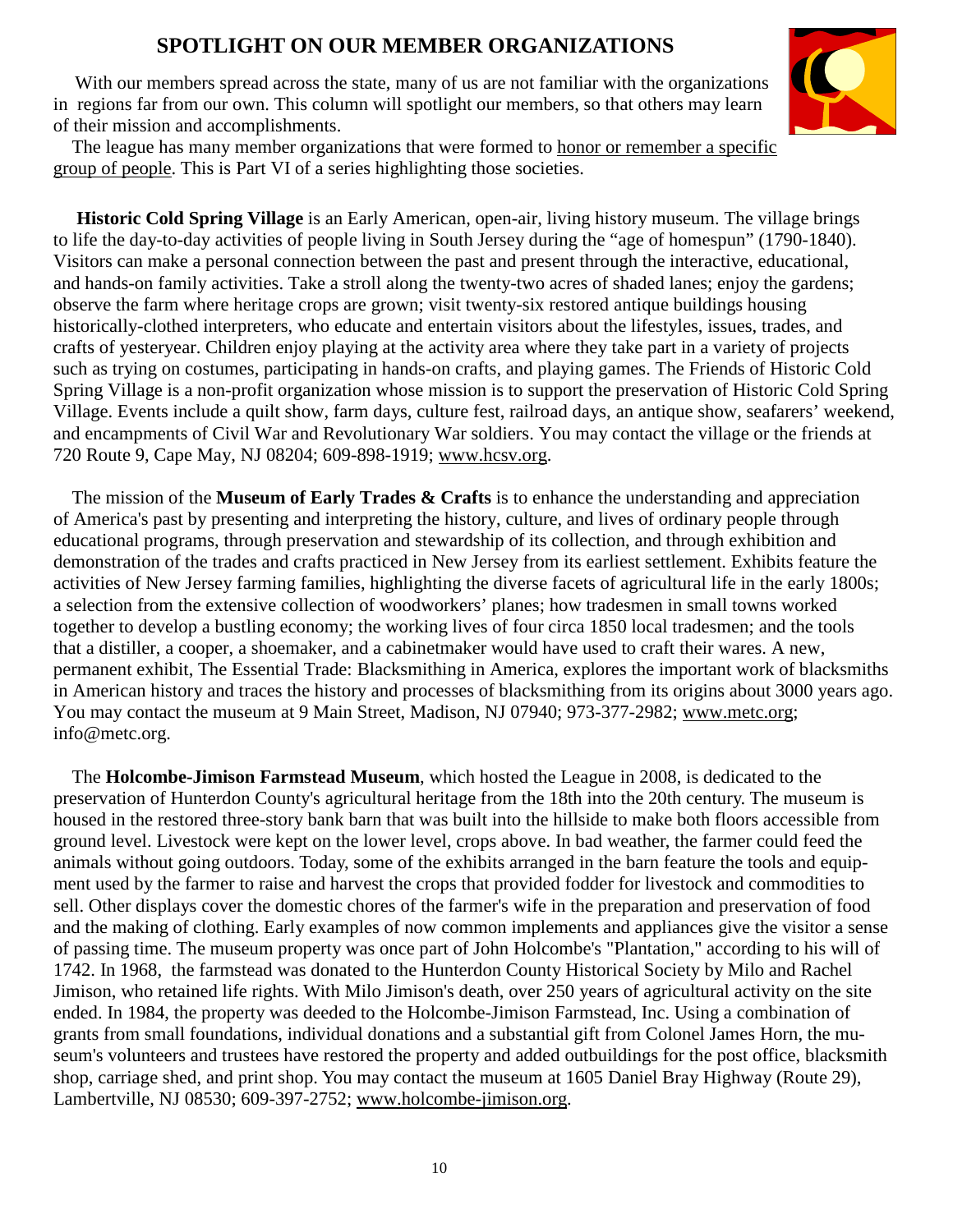## SPOTLIGHT ON OUR MEMBER ORGANIZATIONS

With our members spread across the state, many of us are not familiar with the organizations in regions far from our own. This column will spotlight our members, so that others may learn of their mission and accomplishments.

The league has many member organizations that were formed to honor or remember a specific group of people. This is Part VI of a series highlighting those societies.

**Historic Cold Spring Village** is an Early American, open-air, living history museum. The village brings to life the day-to-day activities of people living in South Jersey during the "age of homespun" (1790-1840). Visitors can make a personal connection between the past and present through the interactive, educational, and hands-on family activities. Take a stroll along the twenty-two acres of shaded lanes; enjoy the gardens; observe the farm where heritage crops are grown; visit twenty-six restored antique buildings housing historically-clothed interpreters, who educate and entertain visitors about the lifestyles, issues, trades, and crafts of yesteryear. Children enjoy playing at the activity area where they take part in a variety of projects such as trying on costumes, participating in hands-on crafts, and playing games. The Friends of Historic Cold Spring Village is a non-profit organization whose mission is to support the preservation of Historic Cold Spring Village. Events include a quilt show, farm days, culture fest, railroad days, an antique show, seafarers' weekend, and encampments of Civil War and Revolutionary War soldiers. You may contact the village or the friends at 720 Route 9, Cape May, NJ 08204; 609-898-1919; www.hcsv.org.

The mission of the **Museum of Early Trades & Crafts** is to enhance the understanding and appreciation of America's past by presenting and interpreting the history, culture, and lives of ordinary people through educational programs, through preservation and stewardship of its collection, and through exhibition and demonstration of the trades and crafts practiced in New Jersey from its earliest settlement. Exhibits feature the activities of New Jersey farming families, highlighting the diverse facets of agricultural life in the early 1800s; a selection from the extensive collection of woodworkers' planes; how tradesmen in small towns worked together to develop a bustling economy; the working lives of four circa 1850 local tradesmen; and the tools that a distiller, a cooper, a shoemaker, and a cabinetmaker would have used to craft their wares. A new, permanent exhibit, The Essential Trade: Blacksmithing in America, explores the important work of blacksmiths in American history and traces the history and processes of blacksmithing from its origins about 3000 years ago. You may contact the museum at 9 Main Street, Madison, NJ 07940; 973-377-2982; www.metc.org; info@metc.org.

The **Holcombe-Jimison Farmstead Museum**, which hosted the League in 2008, is dedicated to the preservation of Hunterdon County's agricultural heritage from the 18th into the 20th century. The museum is housed in the restored three-story bank barn that was built into the hillside to make both floors accessible from ground level. Livestock were kept on the lower level, crops above. In bad weather, the farmer could feed the animals without going outdoors. Today, some of the exhibits arranged in the barn feature the tools and equipment used by the farmer to raise and harvest the crops that provided fodder for livestock and commodities to sell. Other displays cover the domestic chores of the farmer's wife in the preparation and preservation of food and the making of clothing. Early examples of now common implements and appliances give the visitor a sense of passing time. The museum property was once part of John Holcombe's "Plantation," according to his will of 1742. In 1968, the farmstead was donated to the Hunterdon County Historical Society by Milo and Rachel Jimison, who retained life rights. With Milo Jimison's death, over 250 years of agricultural activity on the site ended. In 1984, the property was deeded to the Holcombe-Jimison Farmstead, Inc. Using a combination of grants from small foundations, individual donations and a substantial gift from Colonel James Horn, the museum's volunteers and trustees have restored the property and added outbuildings for the post office, blacksmith shop, carriage shed, and print shop. You may contact the museum at 1605 Daniel Bray Highway (Route 29), Lambertville, NJ 08530; 609-397-2752; www.holcombe-jimison.org.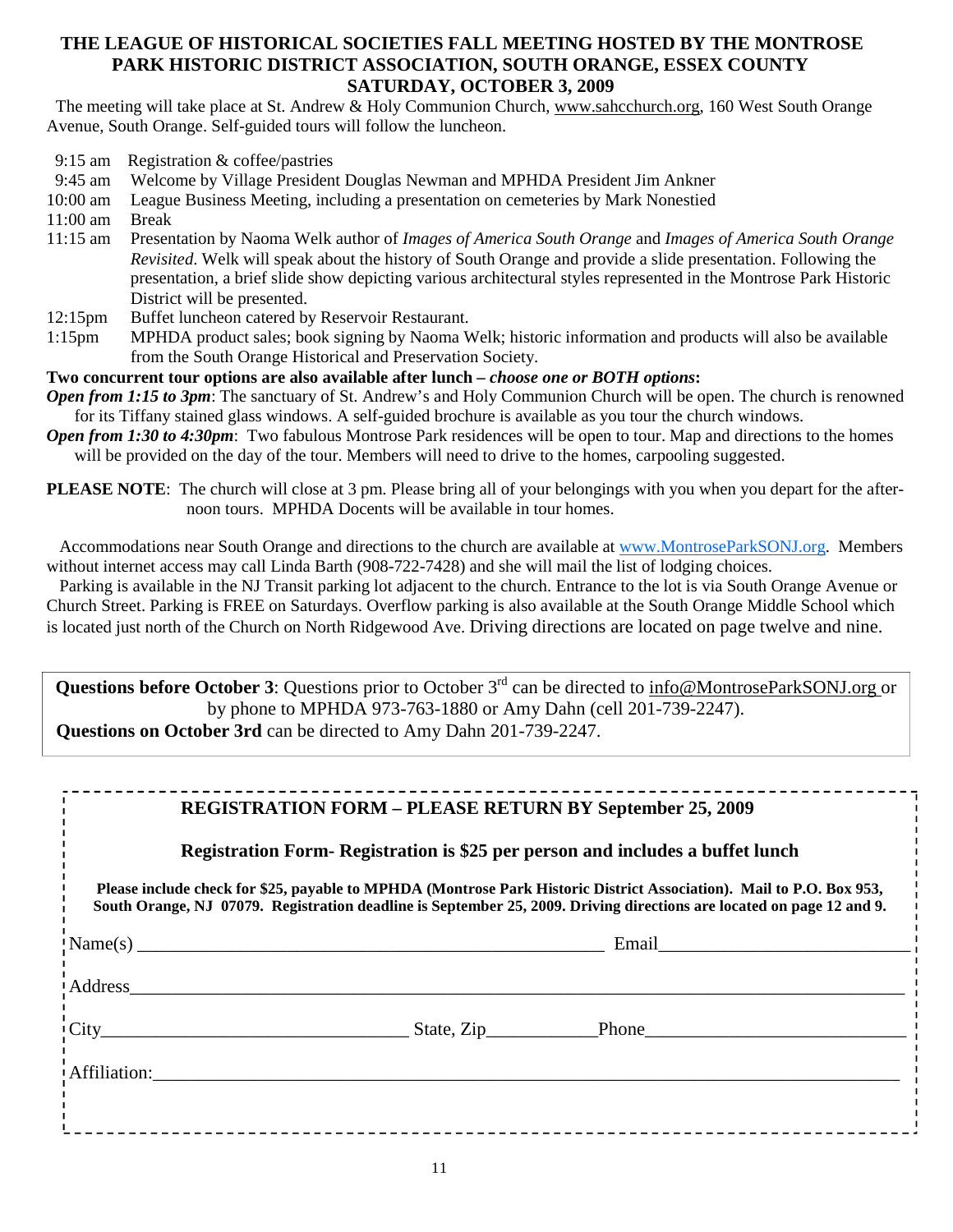## THE LEAGUE OF HISTORICAL SOCIETIES FALL MEETING HOSTED BY THE MONTROSE PARK HISTORIC DISTRICT ASSOCIATION, SOUTH ORANGE, ESSEX COUNTY SATURDAY, OCTOBER 3, 2009

The meeting will take place at St. Andrew & Holy Communion Church, www.sahcchurch.org, 160 West South Orange Avenue, South Orange. Self-guided tours will follow the luncheon.

- 9:15 am Registration & coffee/pastries
- 9:45 am Welcome by Village President Douglas Newman and MPHDA President Jim Ankner
- 10:00 am League Business Meeting, including a presentation on cemeteries by Mark Nonestied
- 11:00 am Break
- 11:15 am Presentation by Naoma Welk author of *Images of America South Orange* and *Images of America South Orange Revisited*. Welk will speak about the history of South Orange and provide a slide presentation. Following the presentation, a brief slide show depicting various architectural styles represented in the Montrose Park Historic District will be presented.
- 12:15pm Buffet luncheon catered by Reservoir Restaurant.
- 1:15pm MPHDA product sales; book signing by Naoma Welk; historic information and products will also be available from the South Orange Historical and Preservation Society.

**Two concurrent tour options are also available after lunch – *choose one or BOTH options*:**

***Open from 1:15 to 3pm***: The sanctuary of St. Andrew's and Holy Communion Church will be open. The church is renowned for its Tiffany stained glass windows. A self-guided brochure is available as you tour the church windows.

***Open from 1:30 to 4:30pm***: Two fabulous Montrose Park residences will be open to tour. Map and directions to the homes will be provided on the day of the tour. Members will need to drive to the homes, carpooling suggested.

**PLEASE NOTE**: The church will close at 3 pm. Please bring all of your belongings with you when you depart for the afternoon tours. MPHDA Docents will be available in tour homes.

Accommodations near South Orange and directions to the church are available at www.MontroseParkSONJ.org. Members without internet access may call Linda Barth (908-722-7428) and she will mail the list of lodging choices.

Parking is available in the NJ Transit parking lot adjacent to the church. Entrance to the lot is via South Orange Avenue or Church Street. Parking is FREE on Saturdays. Overflow parking is also available at the South Orange Middle School which is located just north of the Church on North Ridgewood Ave. Driving directions are located on page twelve and nine.

**Questions before October 3**: Questions prior to October 3rd can be directed to info@MontroseParkSONJ.org or by phone to MPHDA 973-763-1880 or Amy Dahn (cell 201-739-2247).
**Questions on October 3rd** can be directed to Amy Dahn 201-739-2247.

---

**REGISTRATION FORM – PLEASE RETURN BY September 25, 2009**

**Registration Form- Registration is $25 per person and includes a buffet lunch**

**Please include check for $25, payable to MPHDA (Montrose Park Historic District Association). Mail to P.O. Box 953, South Orange, NJ 07079. Registration deadline is September 25, 2009. Driving directions are located on page 12 and 9.**

Name(s) ______________________________ Email ______________________

Address ____________________________________________________________

City ______________________ State, Zip __________ Phone ______________________

Affiliation: __________________________________________________________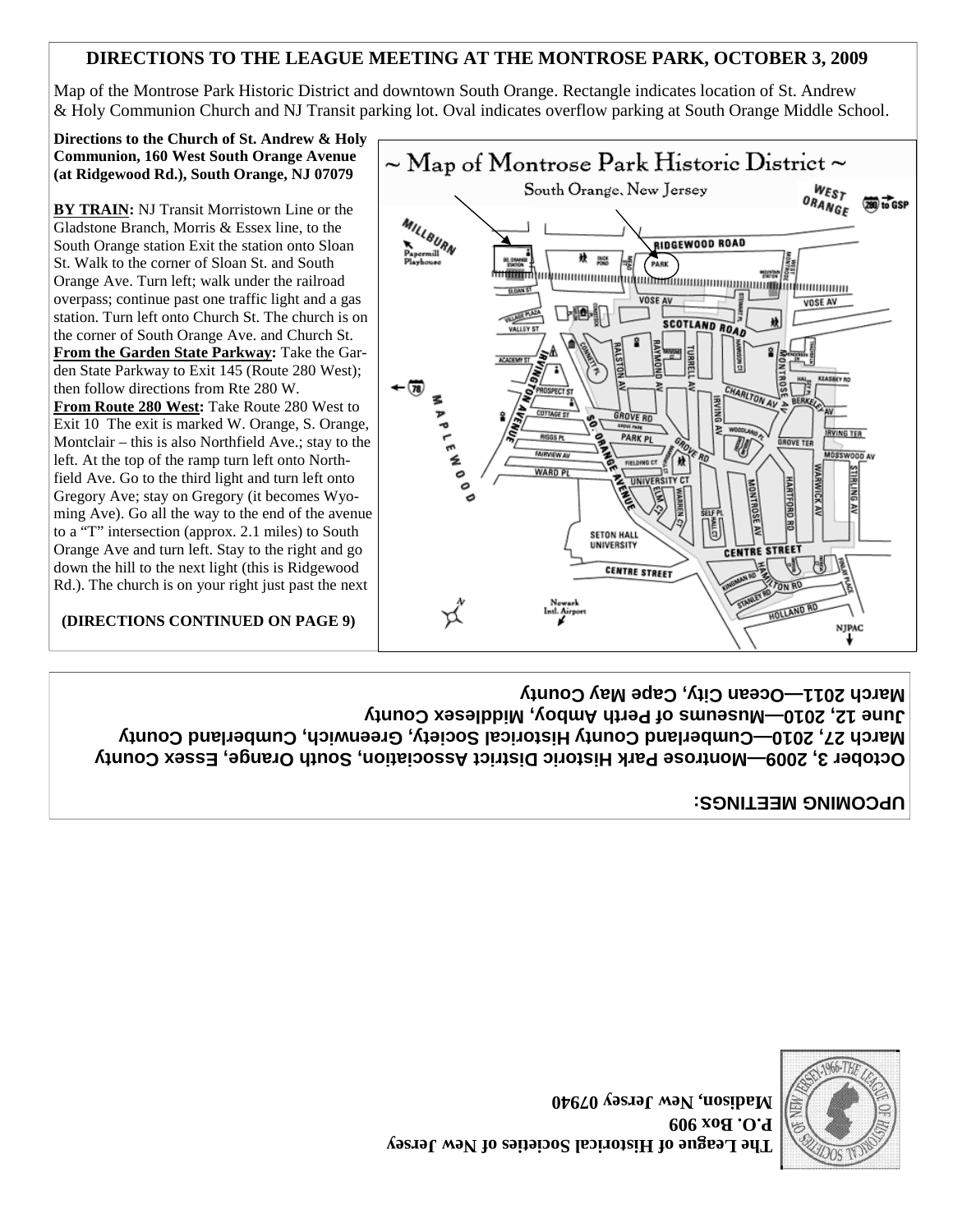## DIRECTIONS TO THE LEAGUE MEETING AT THE MONTROSE PARK, OCTOBER 3, 2009

Map of the Montrose Park Historic District and downtown South Orange. Rectangle indicates location of St. Andrew & Holy Communion Church and NJ Transit parking lot. Oval indicates overflow parking at South Orange Middle School.

**Directions to the Church of St. Andrew & Holy Communion, 160 West South Orange Avenue (at Ridgewood Rd.), South Orange, NJ 07079**

**BY TRAIN:** NJ Transit Morristown Line or the Gladstone Branch, Morris & Essex line, to the South Orange station Exit the station onto Sloan St. Walk to the corner of Sloan St. and South Orange Ave. Turn left; walk under the railroad overpass; continue past one traffic light and a gas station. Turn left onto Church St. The church is on the corner of South Orange Ave. and Church St.

**From the Garden State Parkway:** Take the Garden State Parkway to Exit 145 (Route 280 West); then follow directions from Rte 280 W.

**From Route 280 West:** Take Route 280 West to Exit 10 The exit is marked W. Orange, S. Orange, Montclair – this is also Northfield Ave.; stay to the left. At the top of the ramp turn left onto Northfield Ave. Go to the third light and turn left onto Gregory Ave; stay on Gregory (it becomes Wyoming Ave). Go all the way to the end of the avenue to a "T" intersection (approx. 2.1 miles) to South Orange Ave and turn left. Stay to the right and go down the hill to the next light (this is Ridgewood Rd.). The church is on your right just past the next

**(DIRECTIONS CONTINUED ON PAGE 9)**

~ Map of Montrose Park Historic District ~

South Orange, New Jersey

**UPCOMING MEETINGS:**

**October 3, 2009—Montrose Park Historic District Association, South Orange, Essex County**
**March 27, 2010—Cumberland County Historical Society, Greenwich, Cumberland County**
**June 12, 2010—Museums of Perth Amboy, Middlesex County**
**March 2011—Ocean City, Cape May County**

**The League of Historical Societies of New Jersey**
**P.O. Box 909**
**Madison, New Jersey 07940**